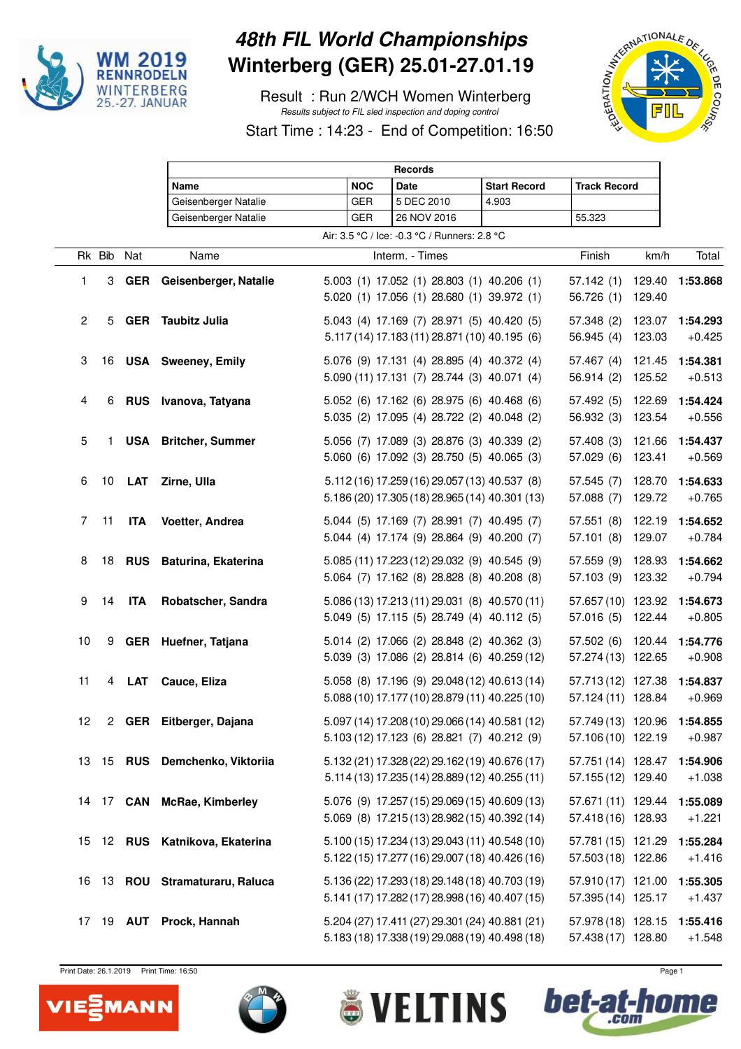# 48th FIL World Championships

# Winterberg (GER) 25.01-27.01.19

Result : Run 2/WCH Women Winterberg

*Results subject to FIL sled inspection and doping control*

Start Time : 14:23 - End of Competition: 16:50

| Records | | | | |
|---|---|---|---|---|
| **Name** | **NOC** | **Date** | **Start Record** | **Track Record** |
| Geisenberger Natalie | GER | 5 DEC 2010 | 4.903 | |
| Geisenberger Natalie | GER | 26 NOV 2016 | | 55.323 |

Air: 3.5 °C / Ice: -0.3 °C / Runners: 2.8 °C

| Rk | Bib | Nat | Name | Interm. - Times | Finish | km/h | Total |
|---|---|---|---|---|---|---|---|
| 1 | 3 | **GER** | **Geisenberger, Natalie** | 5.003 (1) 17.052 (1) 28.803 (1) 40.206 (1) | 57.142 (1) | 129.40 | **1:53.868** |
| | | | | 5.020 (1) 17.056 (1) 28.680 (1) 39.972 (1) | 56.726 (1) | 129.40 | |
| 2 | 5 | **GER** | **Taubitz Julia** | 5.043 (4) 17.169 (7) 28.971 (5) 40.420 (5) | 57.348 (2) | 123.07 | **1:54.293** |
| | | | | 5.117 (14) 17.183 (11) 28.871 (10) 40.195 (6) | 56.945 (4) | 123.03 | +0.425 |
| 3 | 16 | **USA** | **Sweeney, Emily** | 5.076 (9) 17.131 (4) 28.895 (4) 40.372 (4) | 57.467 (4) | 121.45 | **1:54.381** |
| | | | | 5.090 (11) 17.131 (7) 28.744 (3) 40.071 (4) | 56.914 (2) | 125.52 | +0.513 |
| 4 | 6 | **RUS** | **Ivanova, Tatyana** | 5.052 (6) 17.162 (6) 28.975 (6) 40.468 (6) | 57.492 (5) | 122.69 | **1:54.424** |
| | | | | 5.035 (2) 17.095 (4) 28.722 (2) 40.048 (2) | 56.932 (3) | 123.54 | +0.556 |
| 5 | 1 | **USA** | **Britcher, Summer** | 5.056 (7) 17.089 (3) 28.876 (3) 40.339 (2) | 57.408 (3) | 121.66 | **1:54.437** |
| | | | | 5.060 (6) 17.092 (3) 28.750 (5) 40.065 (3) | 57.029 (6) | 123.41 | +0.569 |
| 6 | 10 | **LAT** | **Zirne, Ulla** | 5.112 (16) 17.259 (16) 29.057 (13) 40.537 (8) | 57.545 (7) | 128.70 | **1:54.633** |
| | | | | 5.186 (20) 17.305 (18) 28.965 (14) 40.301 (13) | 57.088 (7) | 129.72 | +0.765 |
| 7 | 11 | **ITA** | **Voetter, Andrea** | 5.044 (5) 17.169 (7) 28.991 (7) 40.495 (7) | 57.551 (8) | 122.19 | **1:54.652** |
| | | | | 5.044 (4) 17.174 (9) 28.864 (9) 40.200 (7) | 57.101 (8) | 129.07 | +0.784 |
| 8 | 18 | **RUS** | **Baturina, Ekaterina** | 5.085 (11) 17.223 (12) 29.032 (9) 40.545 (9) | 57.559 (9) | 128.93 | **1:54.662** |
| | | | | 5.064 (7) 17.162 (8) 28.828 (8) 40.208 (8) | 57.103 (9) | 123.32 | +0.794 |
| 9 | 14 | **ITA** | **Robatscher, Sandra** | 5.086 (13) 17.213 (11) 29.031 (8) 40.570 (11) | 57.657 (10) | 123.92 | **1:54.673** |
| | | | | 5.049 (5) 17.115 (5) 28.749 (4) 40.112 (5) | 57.016 (5) | 122.44 | +0.805 |
| 10 | 9 | **GER** | **Huefner, Tatjana** | 5.014 (2) 17.066 (2) 28.848 (2) 40.362 (3) | 57.502 (6) | 120.44 | **1:54.776** |
| | | | | 5.039 (3) 17.086 (2) 28.814 (6) 40.259 (12) | 57.274 (13) | 122.65 | +0.908 |
| 11 | 4 | **LAT** | **Cauce, Eliza** | 5.058 (8) 17.196 (9) 29.048 (12) 40.613 (14) | 57.713 (12) | 127.38 | **1:54.837** |
| | | | | 5.088 (10) 17.177 (10) 28.879 (11) 40.225 (10) | 57.124 (11) | 128.84 | +0.969 |
| 12 | 2 | **GER** | **Eitberger, Dajana** | 5.097 (14) 17.208 (10) 29.066 (14) 40.581 (12) | 57.749 (13) | 120.96 | **1:54.855** |
| | | | | 5.103 (12) 17.123 (6) 28.821 (7) 40.212 (9) | 57.106 (10) | 122.19 | +0.987 |
| 13 | 15 | **RUS** | **Demchenko, Viktoriia** | 5.132 (21) 17.328 (22) 29.162 (19) 40.676 (17) | 57.751 (14) | 128.47 | **1:54.906** |
| | | | | 5.114 (13) 17.235 (14) 28.889 (12) 40.255 (11) | 57.155 (12) | 129.40 | +1.038 |
| 14 | 17 | **CAN** | **McRae, Kimberley** | 5.076 (9) 17.257 (15) 29.069 (15) 40.609 (13) | 57.671 (11) | 129.44 | **1:55.089** |
| | | | | 5.069 (8) 17.215 (13) 28.982 (15) 40.392 (14) | 57.418 (16) | 128.93 | +1.221 |
| 15 | 12 | **RUS** | **Katnikova, Ekaterina** | 5.100 (15) 17.234 (13) 29.043 (11) 40.548 (10) | 57.781 (15) | 121.29 | **1:55.284** |
| | | | | 5.122 (15) 17.277 (16) 29.007 (18) 40.426 (16) | 57.503 (18) | 122.86 | +1.416 |
| 16 | 13 | **ROU** | **Stramaturaru, Raluca** | 5.136 (22) 17.293 (18) 29.148 (18) 40.703 (19) | 57.910 (17) | 121.00 | **1:55.305** |
| | | | | 5.141 (17) 17.282 (17) 28.998 (16) 40.407 (15) | 57.395 (14) | 125.17 | +1.437 |
| 17 | 19 | **AUT** | **Prock, Hannah** | 5.204 (27) 17.411 (27) 29.301 (24) 40.881 (21) | 57.978 (18) | 128.15 | **1:55.416** |
| | | | | 5.183 (18) 17.338 (19) 29.088 (19) 40.498 (18) | 57.438 (17) | 128.80 | +1.548 |

Print Date: 26.1.2019 Print Time: 16:50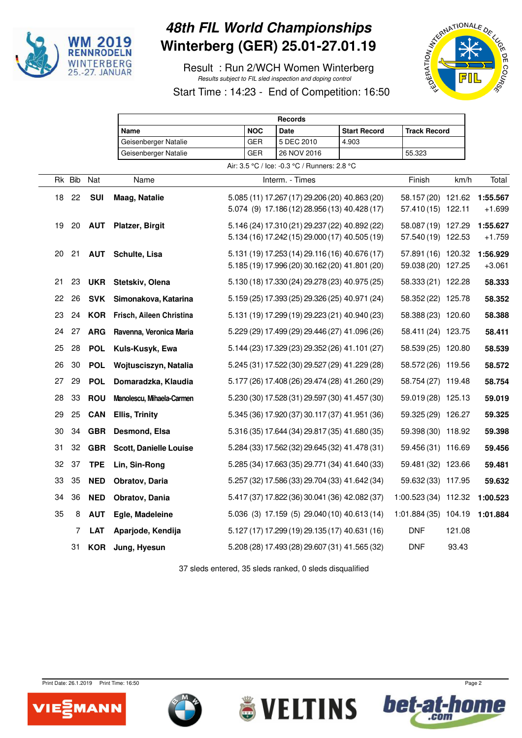# 48th FIL World Championships
# Winterberg (GER) 25.01-27.01.19

Result : Run 2/WCH Women Winterberg

*Results subject to FIL sled inspection and doping control*

Start Time : 14:23 - End of Competition: 16:50

| Records | | | | |
|---|---|---|---|---|
| **Name** | **NOC** | **Date** | **Start Record** | **Track Record** |
| Geisenberger Natalie | GER | 5 DEC 2010 | 4.903 | |
| Geisenberger Natalie | GER | 26 NOV 2016 | | 55.323 |

Air: 3.5 °C / Ice: -0.3 °C / Runners: 2.8 °C

| Rk | Bib | Nat | Name | Interm. - Times | Finish | km/h | Total |
|---|---|---|---|---|---|---|---|
| 18 | 22 | **SUI** | **Maag, Natalie** | 5.085 (11) 17.267 (17) 29.206 (20) 40.863 (20) | 58.157 (20) | 121.62 | **1:55.567** |
| | | | | 5.074 (9) 17.186 (12) 28.956 (13) 40.428 (17) | 57.410 (15) | 122.11 | +1.699 |
| 19 | 20 | **AUT** | **Platzer, Birgit** | 5.146 (24) 17.310 (21) 29.237 (22) 40.892 (22) | 58.087 (19) | 127.29 | **1:55.627** |
| | | | | 5.134 (16) 17.242 (15) 29.000 (17) 40.505 (19) | 57.540 (19) | 122.53 | +1.759 |
| 20 | 21 | **AUT** | **Schulte, Lisa** | 5.131 (19) 17.253 (14) 29.116 (16) 40.676 (17) | 57.891 (16) | 120.32 | **1:56.929** |
| | | | | 5.185 (19) 17.996 (20) 30.162 (20) 41.801 (20) | 59.038 (20) | 127.25 | +3.061 |
| 21 | 23 | **UKR** | **Stetskiv, Olena** | 5.130 (18) 17.330 (24) 29.278 (23) 40.975 (25) | 58.333 (21) | 122.28 | **58.333** |
| 22 | 26 | **SVK** | **Simonakova, Katarina** | 5.159 (25) 17.393 (25) 29.326 (25) 40.971 (24) | 58.352 (22) | 125.78 | **58.352** |
| 23 | 24 | **KOR** | **Frisch, Aileen Christina** | 5.131 (19) 17.299 (19) 29.223 (21) 40.940 (23) | 58.388 (23) | 120.60 | **58.388** |
| 24 | 27 | **ARG** | **Ravenna, Veronica Maria** | 5.229 (29) 17.499 (29) 29.446 (27) 41.096 (26) | 58.411 (24) | 123.75 | **58.411** |
| 25 | 28 | **POL** | **Kuls-Kusyk, Ewa** | 5.144 (23) 17.329 (23) 29.352 (26) 41.101 (27) | 58.539 (25) | 120.80 | **58.539** |
| 26 | 30 | **POL** | **Wojtusciszyn, Natalia** | 5.245 (31) 17.522 (30) 29.527 (29) 41.229 (28) | 58.572 (26) | 119.56 | **58.572** |
| 27 | 29 | **POL** | **Domaradzka, Klaudia** | 5.177 (26) 17.408 (26) 29.474 (28) 41.260 (29) | 58.754 (27) | 119.48 | **58.754** |
| 28 | 33 | **ROU** | **Manolescu, Mihaela-Carmen** | 5.230 (30) 17.528 (31) 29.597 (30) 41.457 (30) | 59.019 (28) | 125.13 | **59.019** |
| 29 | 25 | **CAN** | **Ellis, Trinity** | 5.345 (36) 17.920 (37) 30.117 (37) 41.951 (36) | 59.325 (29) | 126.27 | **59.325** |
| 30 | 34 | **GBR** | **Desmond, Elsa** | 5.316 (35) 17.644 (34) 29.817 (35) 41.680 (35) | 59.398 (30) | 118.92 | **59.398** |
| 31 | 32 | **GBR** | **Scott, Danielle Louise** | 5.284 (33) 17.562 (32) 29.645 (32) 41.478 (31) | 59.456 (31) | 116.69 | **59.456** |
| 32 | 37 | **TPE** | **Lin, Sin-Rong** | 5.285 (34) 17.663 (35) 29.771 (34) 41.640 (33) | 59.481 (32) | 123.66 | **59.481** |
| 33 | 35 | **NED** | **Obratov, Daria** | 5.257 (32) 17.586 (33) 29.704 (33) 41.642 (34) | 59.632 (33) | 117.95 | **59.632** |
| 34 | 36 | **NED** | **Obratov, Dania** | 5.417 (37) 17.822 (36) 30.041 (36) 42.082 (37) | 1:00.523 (34) | 112.32 | **1:00.523** |
| 35 | 8 | **AUT** | **Egle, Madeleine** | 5.036 (3) 17.159 (5) 29.040 (10) 40.613 (14) | 1:01.884 (35) | 104.19 | **1:01.884** |
| | 7 | **LAT** | **Aparjode, Kendija** | 5.127 (17) 17.299 (19) 29.135 (17) 40.631 (16) | DNF | 121.08 | |
| | 31 | **KOR** | **Jung, Hyesun** | 5.208 (28) 17.493 (28) 29.607 (31) 41.565 (32) | DNF | 93.43 | |

37 sleds entered, 35 sleds ranked, 0 sleds disqualified

Print Date: 26.1.2019 Print Time: 16:50